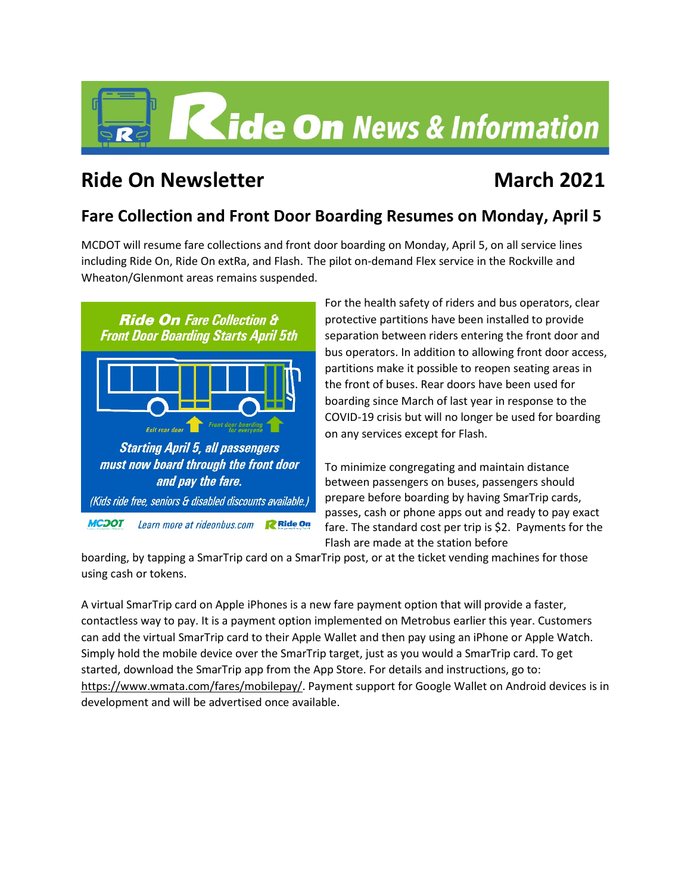# Ride On News & Information

## Ride On Newsletter — March 2021

### Fare Collection and Front Door Boarding Resumes on Monday, April 5

MCDOT will resume fare collections and front door boarding on Monday, April 5, on all service lines including Ride On, Ride On extRa, and Flash. The pilot on-demand Flex service in the Rockville and Wheaton/Glenmont areas remains suspended.

**Ride On Fare Collection & Front Door Boarding Starts April 5th**

Exit rear door — Front door boarding for everyone

**Starting April 5, all passengers must now board through the front door and pay the fare.**

*(Kids ride free, seniors & disabled discounts available.)*

MCDOT — Learn more at rideonbus.com — Ride On

For the health safety of riders and bus operators, clear protective partitions have been installed to provide separation between riders entering the front door and bus operators. In addition to allowing front door access, partitions make it possible to reopen seating areas in the front of buses. Rear doors have been used for boarding since March of last year in response to the COVID-19 crisis but will no longer be used for boarding on any services except for Flash.

To minimize congregating and maintain distance between passengers on buses, passengers should prepare before boarding by having SmarTrip cards, passes, cash or phone apps out and ready to pay exact fare. The standard cost per trip is $2. Payments for the Flash are made at the station before boarding, by tapping a SmarTrip card on a SmarTrip post, or at the ticket vending machines for those using cash or tokens.

A virtual SmarTrip card on Apple iPhones is a new fare payment option that will provide a faster, contactless way to pay. It is a payment option implemented on Metrobus earlier this year. Customers can add the virtual SmarTrip card to their Apple Wallet and then pay using an iPhone or Apple Watch. Simply hold the mobile device over the SmarTrip target, just as you would a SmarTrip card. To get started, download the SmarTrip app from the App Store. For details and instructions, go to: https://www.wmata.com/fares/mobilepay/. Payment support for Google Wallet on Android devices is in development and will be advertised once available.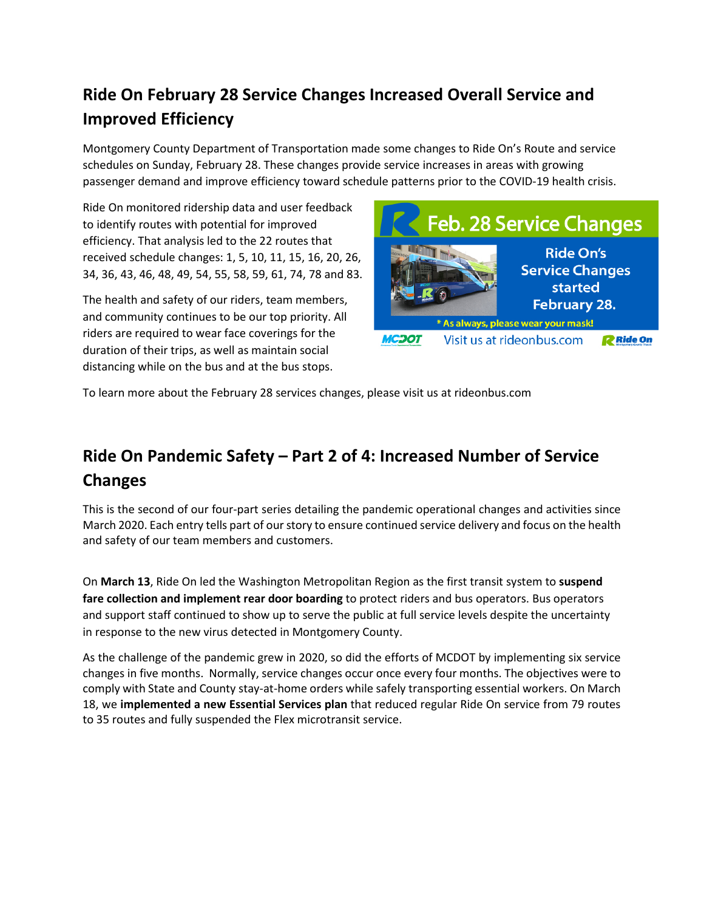## Ride On February 28 Service Changes Increased Overall Service and Improved Efficiency

Montgomery County Department of Transportation made some changes to Ride On's Route and service schedules on Sunday, February 28. These changes provide service increases in areas with growing passenger demand and improve efficiency toward schedule patterns prior to the COVID-19 health crisis.

Ride On monitored ridership data and user feedback to identify routes with potential for improved efficiency. That analysis led to the 22 routes that received schedule changes: 1, 5, 10, 11, 15, 16, 20, 26, 34, 36, 43, 46, 48, 49, 54, 55, 58, 59, 61, 74, 78 and 83.

The health and safety of our riders, team members, and community continues to be our top priority. All riders are required to wear face coverings for the duration of their trips, as well as maintain social distancing while on the bus and at the bus stops.

Feb. 28 Service Changes

Ride On's Service Changes started February 28.

* As always, please wear your mask!

Visit us at rideonbus.com

To learn more about the February 28 services changes, please visit us at rideonbus.com

## Ride On Pandemic Safety – Part 2 of 4: Increased Number of Service Changes

This is the second of our four-part series detailing the pandemic operational changes and activities since March 2020. Each entry tells part of our story to ensure continued service delivery and focus on the health and safety of our team members and customers.

On **March 13**, Ride On led the Washington Metropolitan Region as the first transit system to **suspend fare collection and implement rear door boarding** to protect riders and bus operators. Bus operators and support staff continued to show up to serve the public at full service levels despite the uncertainty in response to the new virus detected in Montgomery County.

As the challenge of the pandemic grew in 2020, so did the efforts of MCDOT by implementing six service changes in five months. Normally, service changes occur once every four months. The objectives were to comply with State and County stay-at-home orders while safely transporting essential workers. On March 18, we **implemented a new Essential Services plan** that reduced regular Ride On service from 79 routes to 35 routes and fully suspended the Flex microtransit service.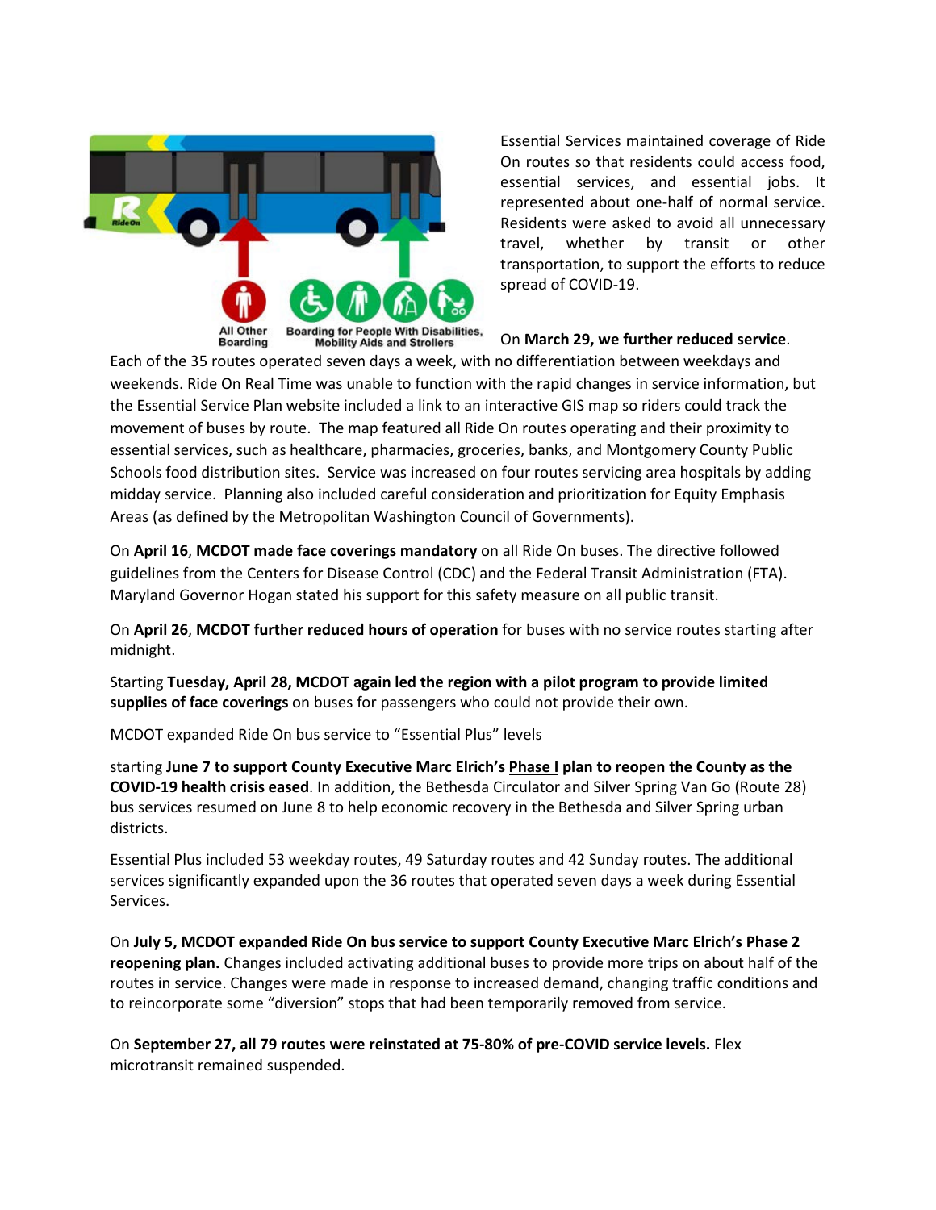Essential Services maintained coverage of Ride On routes so that residents could access food, essential services, and essential jobs. It represented about one-half of normal service. Residents were asked to avoid all unnecessary travel, whether by transit or other transportation, to support the efforts to reduce spread of COVID-19.

All Other Boarding

Boarding for People With Disabilities, Mobility Aids and Strollers

On **March 29, we further reduced service**. Each of the 35 routes operated seven days a week, with no differentiation between weekdays and weekends. Ride On Real Time was unable to function with the rapid changes in service information, but the Essential Service Plan website included a link to an interactive GIS map so riders could track the movement of buses by route. The map featured all Ride On routes operating and their proximity to essential services, such as healthcare, pharmacies, groceries, banks, and Montgomery County Public Schools food distribution sites. Service was increased on four routes servicing area hospitals by adding midday service. Planning also included careful consideration and prioritization for Equity Emphasis Areas (as defined by the Metropolitan Washington Council of Governments).

On **April 16**, **MCDOT made face coverings mandatory** on all Ride On buses. The directive followed guidelines from the Centers for Disease Control (CDC) and the Federal Transit Administration (FTA). Maryland Governor Hogan stated his support for this safety measure on all public transit.

On **April 26**, **MCDOT further reduced hours of operation** for buses with no service routes starting after midnight.

Starting **Tuesday, April 28, MCDOT again led the region with a pilot program to provide limited supplies of face coverings** on buses for passengers who could not provide their own.

MCDOT expanded Ride On bus service to "Essential Plus" levels

starting **June 7 to support County Executive Marc Elrich's <u>Phase I</u> plan to reopen the County as the COVID-19 health crisis eased**. In addition, the Bethesda Circulator and Silver Spring Van Go (Route 28) bus services resumed on June 8 to help economic recovery in the Bethesda and Silver Spring urban districts.

Essential Plus included 53 weekday routes, 49 Saturday routes and 42 Sunday routes. The additional services significantly expanded upon the 36 routes that operated seven days a week during Essential Services.

On **July 5, MCDOT expanded Ride On bus service to support County Executive Marc Elrich's Phase 2 reopening plan.** Changes included activating additional buses to provide more trips on about half of the routes in service. Changes were made in response to increased demand, changing traffic conditions and to reincorporate some "diversion" stops that had been temporarily removed from service.

On **September 27, all 79 routes were reinstated at 75-80% of pre-COVID service levels.** Flex microtransit remained suspended.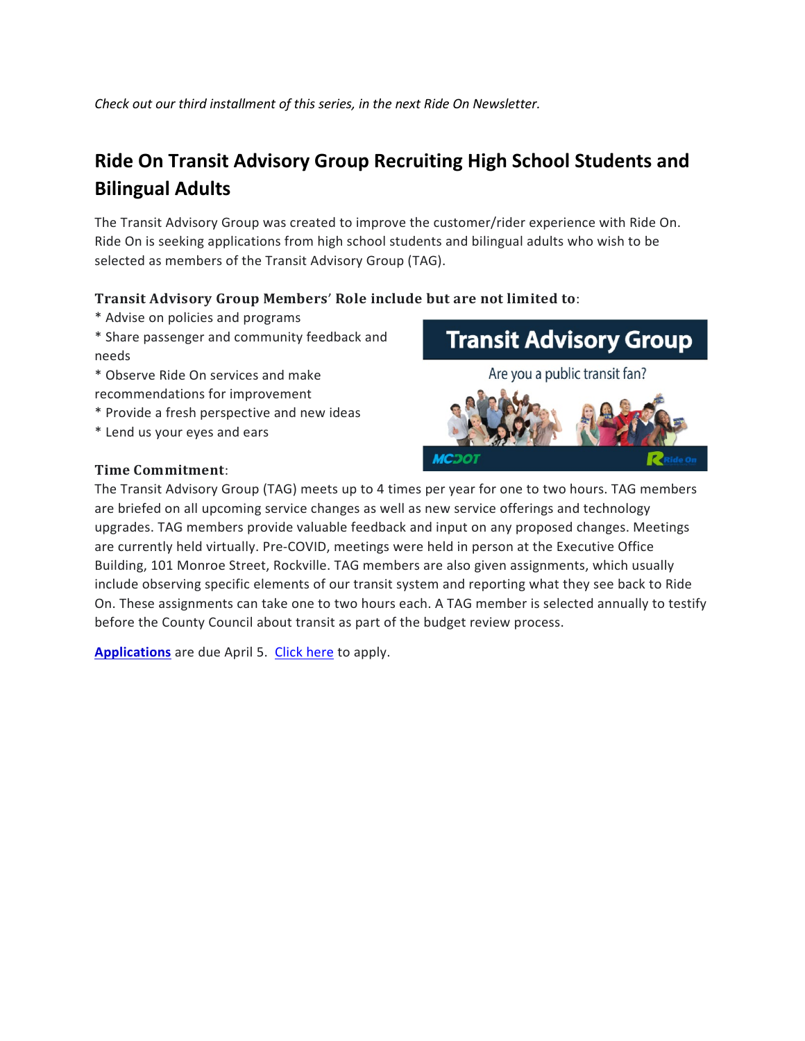*Check out our third installment of this series, in the next Ride On Newsletter.*

## Ride On Transit Advisory Group Recruiting High School Students and Bilingual Adults

The Transit Advisory Group was created to improve the customer/rider experience with Ride On. Ride On is seeking applications from high school students and bilingual adults who wish to be selected as members of the Transit Advisory Group (TAG).

**Transit Advisory Group Members' Role include but are not limited to**:

* Advise on policies and programs
* Share passenger and community feedback and needs
* Observe Ride On services and make recommendations for improvement
* Provide a fresh perspective and new ideas
* Lend us your eyes and ears

**Time Commitment**:

The Transit Advisory Group (TAG) meets up to 4 times per year for one to two hours. TAG members are briefed on all upcoming service changes as well as new service offerings and technology upgrades. TAG members provide valuable feedback and input on any proposed changes. Meetings are currently held virtually. Pre-COVID, meetings were held in person at the Executive Office Building, 101 Monroe Street, Rockville. TAG members are also given assignments, which usually include observing specific elements of our transit system and reporting what they see back to Ride On. These assignments can take one to two hours each. A TAG member is selected annually to testify before the County Council about transit as part of the budget review process.

**Applications** are due April 5. Click here to apply.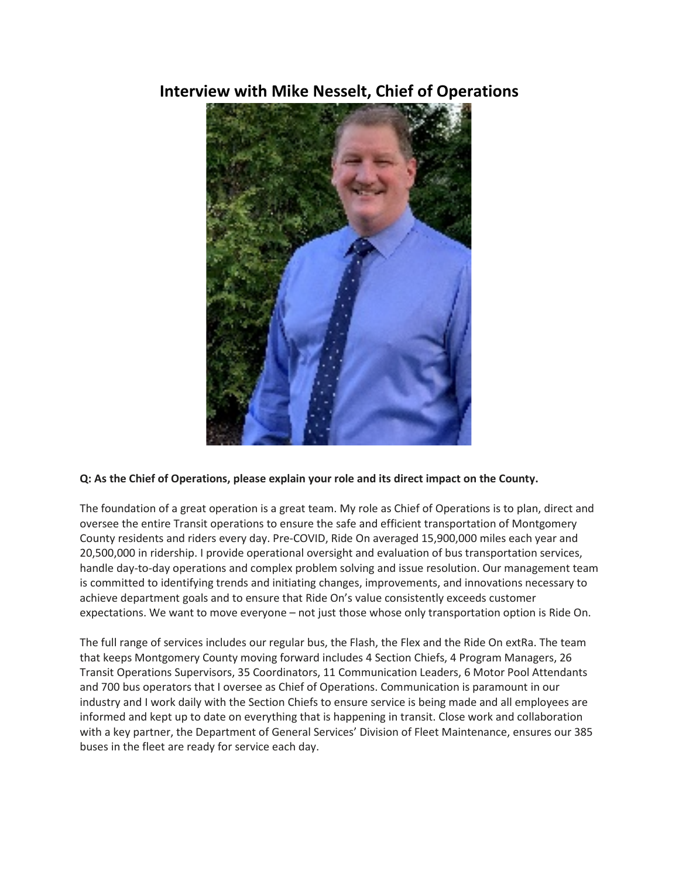# Interview with Mike Nesselt, Chief of Operations

**Q: As the Chief of Operations, please explain your role and its direct impact on the County.**

The foundation of a great operation is a great team. My role as Chief of Operations is to plan, direct and oversee the entire Transit operations to ensure the safe and efficient transportation of Montgomery County residents and riders every day. Pre-COVID, Ride On averaged 15,900,000 miles each year and 20,500,000 in ridership. I provide operational oversight and evaluation of bus transportation services, handle day-to-day operations and complex problem solving and issue resolution. Our management team is committed to identifying trends and initiating changes, improvements, and innovations necessary to achieve department goals and to ensure that Ride On's value consistently exceeds customer expectations. We want to move everyone – not just those whose only transportation option is Ride On.

The full range of services includes our regular bus, the Flash, the Flex and the Ride On extRa. The team that keeps Montgomery County moving forward includes 4 Section Chiefs, 4 Program Managers, 26 Transit Operations Supervisors, 35 Coordinators, 11 Communication Leaders, 6 Motor Pool Attendants and 700 bus operators that I oversee as Chief of Operations. Communication is paramount in our industry and I work daily with the Section Chiefs to ensure service is being made and all employees are informed and kept up to date on everything that is happening in transit. Close work and collaboration with a key partner, the Department of General Services' Division of Fleet Maintenance, ensures our 385 buses in the fleet are ready for service each day.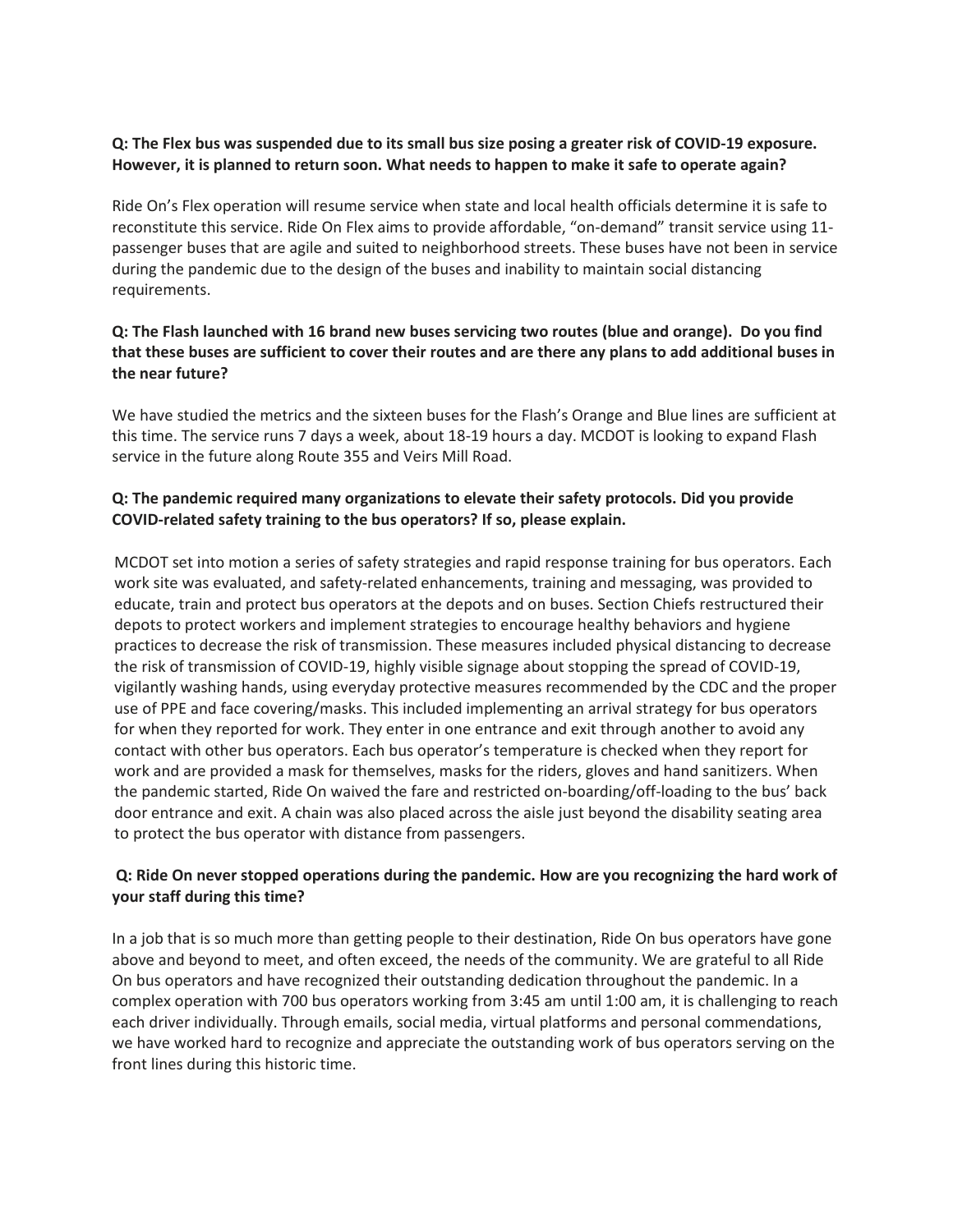**Q: The Flex bus was suspended due to its small bus size posing a greater risk of COVID-19 exposure. However, it is planned to return soon. What needs to happen to make it safe to operate again?**

Ride On's Flex operation will resume service when state and local health officials determine it is safe to reconstitute this service. Ride On Flex aims to provide affordable, "on-demand" transit service using 11-passenger buses that are agile and suited to neighborhood streets. These buses have not been in service during the pandemic due to the design of the buses and inability to maintain social distancing requirements.

**Q: The Flash launched with 16 brand new buses servicing two routes (blue and orange). Do you find that these buses are sufficient to cover their routes and are there any plans to add additional buses in the near future?**

We have studied the metrics and the sixteen buses for the Flash's Orange and Blue lines are sufficient at this time. The service runs 7 days a week, about 18-19 hours a day. MCDOT is looking to expand Flash service in the future along Route 355 and Veirs Mill Road.

**Q: The pandemic required many organizations to elevate their safety protocols. Did you provide COVID-related safety training to the bus operators? If so, please explain.**

MCDOT set into motion a series of safety strategies and rapid response training for bus operators. Each work site was evaluated, and safety-related enhancements, training and messaging, was provided to educate, train and protect bus operators at the depots and on buses. Section Chiefs restructured their depots to protect workers and implement strategies to encourage healthy behaviors and hygiene practices to decrease the risk of transmission. These measures included physical distancing to decrease the risk of transmission of COVID-19, highly visible signage about stopping the spread of COVID-19, vigilantly washing hands, using everyday protective measures recommended by the CDC and the proper use of PPE and face covering/masks. This included implementing an arrival strategy for bus operators for when they reported for work. They enter in one entrance and exit through another to avoid any contact with other bus operators. Each bus operator's temperature is checked when they report for work and are provided a mask for themselves, masks for the riders, gloves and hand sanitizers. When the pandemic started, Ride On waived the fare and restricted on-boarding/off-loading to the bus' back door entrance and exit. A chain was also placed across the aisle just beyond the disability seating area to protect the bus operator with distance from passengers.

**Q: Ride On never stopped operations during the pandemic. How are you recognizing the hard work of your staff during this time?**

In a job that is so much more than getting people to their destination, Ride On bus operators have gone above and beyond to meet, and often exceed, the needs of the community. We are grateful to all Ride On bus operators and have recognized their outstanding dedication throughout the pandemic. In a complex operation with 700 bus operators working from 3:45 am until 1:00 am, it is challenging to reach each driver individually. Through emails, social media, virtual platforms and personal commendations, we have worked hard to recognize and appreciate the outstanding work of bus operators serving on the front lines during this historic time.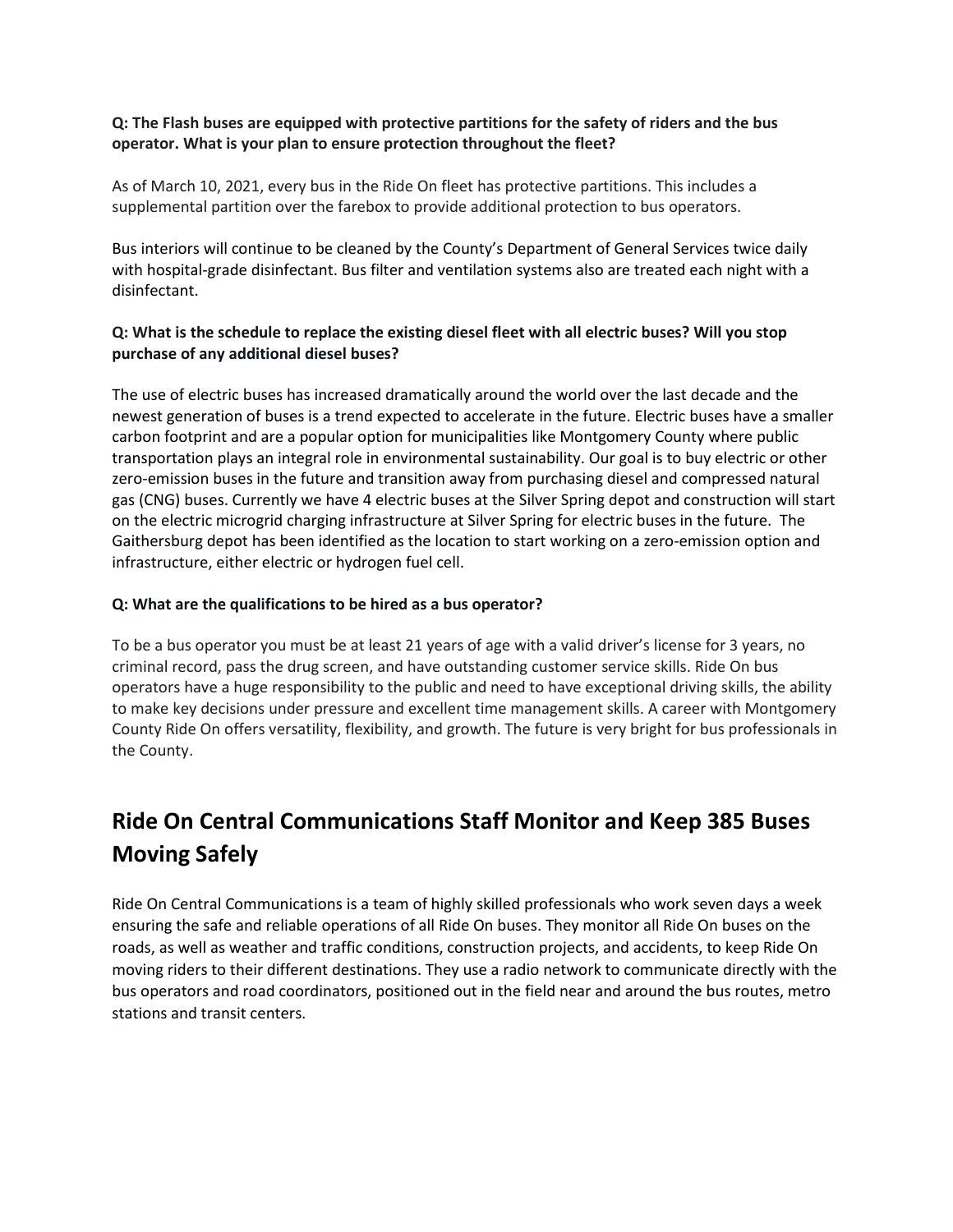**Q: The Flash buses are equipped with protective partitions for the safety of riders and the bus operator. What is your plan to ensure protection throughout the fleet?**

As of March 10, 2021, every bus in the Ride On fleet has protective partitions. This includes a supplemental partition over the farebox to provide additional protection to bus operators.

Bus interiors will continue to be cleaned by the County's Department of General Services twice daily with hospital-grade disinfectant. Bus filter and ventilation systems also are treated each night with a disinfectant.

**Q: What is the schedule to replace the existing diesel fleet with all electric buses? Will you stop purchase of any additional diesel buses?**

The use of electric buses has increased dramatically around the world over the last decade and the newest generation of buses is a trend expected to accelerate in the future. Electric buses have a smaller carbon footprint and are a popular option for municipalities like Montgomery County where public transportation plays an integral role in environmental sustainability. Our goal is to buy electric or other zero-emission buses in the future and transition away from purchasing diesel and compressed natural gas (CNG) buses. Currently we have 4 electric buses at the Silver Spring depot and construction will start on the electric microgrid charging infrastructure at Silver Spring for electric buses in the future. The Gaithersburg depot has been identified as the location to start working on a zero-emission option and infrastructure, either electric or hydrogen fuel cell.

**Q: What are the qualifications to be hired as a bus operator?**

To be a bus operator you must be at least 21 years of age with a valid driver's license for 3 years, no criminal record, pass the drug screen, and have outstanding customer service skills. Ride On bus operators have a huge responsibility to the public and need to have exceptional driving skills, the ability to make key decisions under pressure and excellent time management skills. A career with Montgomery County Ride On offers versatility, flexibility, and growth. The future is very bright for bus professionals in the County.

## Ride On Central Communications Staff Monitor and Keep 385 Buses Moving Safely

Ride On Central Communications is a team of highly skilled professionals who work seven days a week ensuring the safe and reliable operations of all Ride On buses. They monitor all Ride On buses on the roads, as well as weather and traffic conditions, construction projects, and accidents, to keep Ride On moving riders to their different destinations. They use a radio network to communicate directly with the bus operators and road coordinators, positioned out in the field near and around the bus routes, metro stations and transit centers.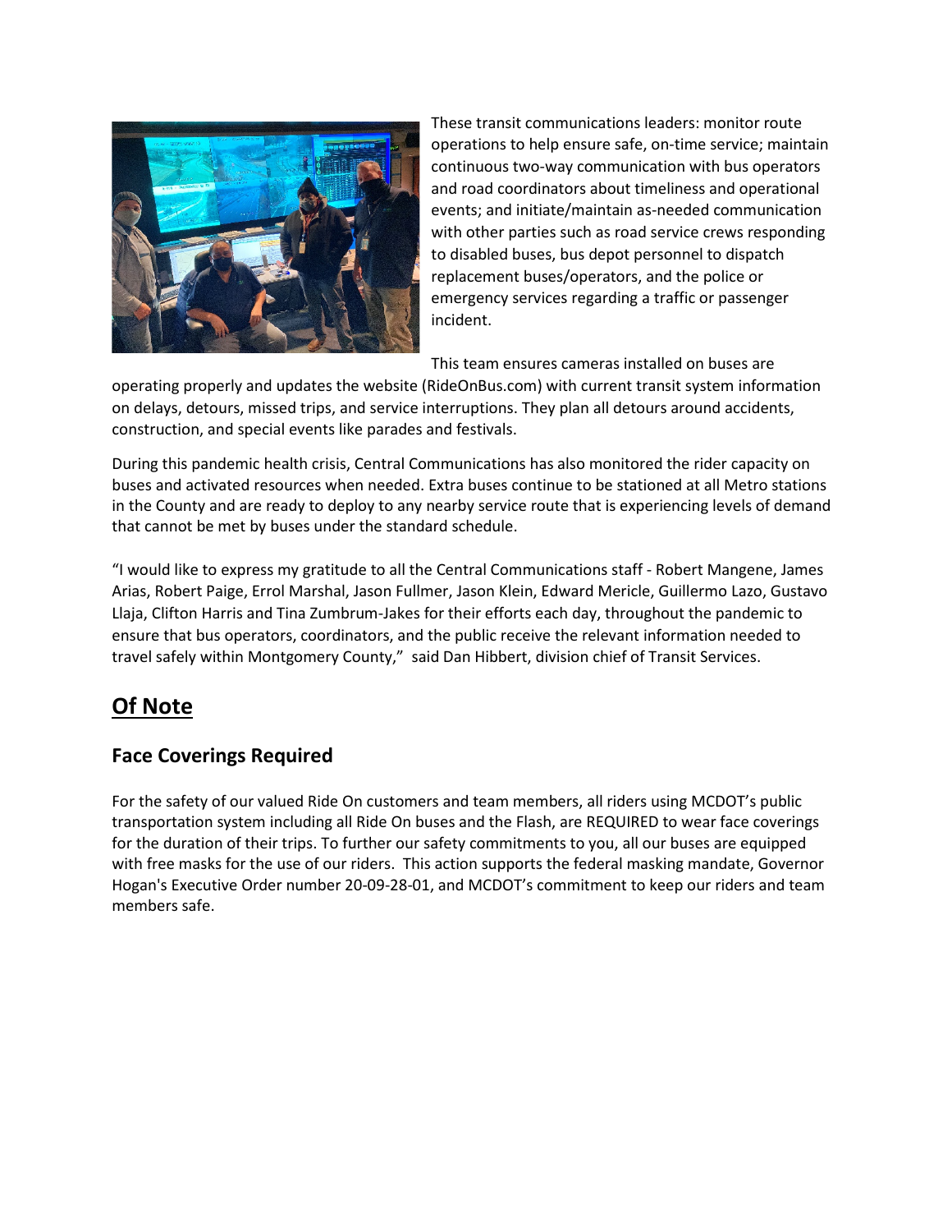These transit communications leaders: monitor route operations to help ensure safe, on-time service; maintain continuous two-way communication with bus operators and road coordinators about timeliness and operational events; and initiate/maintain as-needed communication with other parties such as road service crews responding to disabled buses, bus depot personnel to dispatch replacement buses/operators, and the police or emergency services regarding a traffic or passenger incident.

This team ensures cameras installed on buses are operating properly and updates the website (RideOnBus.com) with current transit system information on delays, detours, missed trips, and service interruptions. They plan all detours around accidents, construction, and special events like parades and festivals.

During this pandemic health crisis, Central Communications has also monitored the rider capacity on buses and activated resources when needed. Extra buses continue to be stationed at all Metro stations in the County and are ready to deploy to any nearby service route that is experiencing levels of demand that cannot be met by buses under the standard schedule.

"I would like to express my gratitude to all the Central Communications staff - Robert Mangene, James Arias, Robert Paige, Errol Marshal, Jason Fullmer, Jason Klein, Edward Mericle, Guillermo Lazo, Gustavo Llaja, Clifton Harris and Tina Zumbrum-Jakes for their efforts each day, throughout the pandemic to ensure that bus operators, coordinators, and the public receive the relevant information needed to travel safely within Montgomery County," said Dan Hibbert, division chief of Transit Services.

## Of Note

### Face Coverings Required

For the safety of our valued Ride On customers and team members, all riders using MCDOT's public transportation system including all Ride On buses and the Flash, are REQUIRED to wear face coverings for the duration of their trips. To further our safety commitments to you, all our buses are equipped with free masks for the use of our riders. This action supports the federal masking mandate, Governor Hogan's Executive Order number 20-09-28-01, and MCDOT's commitment to keep our riders and team members safe.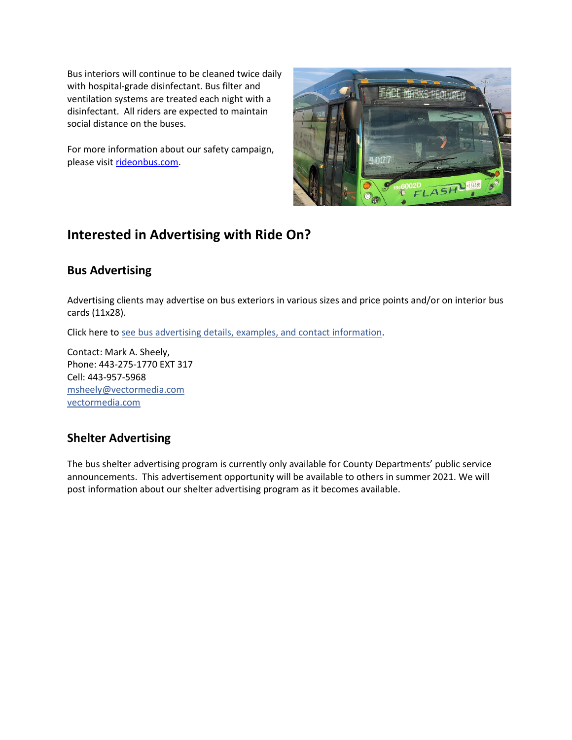Bus interiors will continue to be cleaned twice daily with hospital-grade disinfectant. Bus filter and ventilation systems are treated each night with a disinfectant. All riders are expected to maintain social distance on the buses.

For more information about our safety campaign, please visit rideonbus.com.

## Interested in Advertising with Ride On?

### Bus Advertising

Advertising clients may advertise on bus exteriors in various sizes and price points and/or on interior bus cards (11x28).

Click here to see bus advertising details, examples, and contact information.

Contact: Mark A. Sheely,
Phone: 443-275-1770 EXT 317
Cell: 443-957-5968
msheely@vectormedia.com
vectormedia.com

### Shelter Advertising

The bus shelter advertising program is currently only available for County Departments' public service announcements. This advertisement opportunity will be available to others in summer 2021. We will post information about our shelter advertising program as it becomes available.